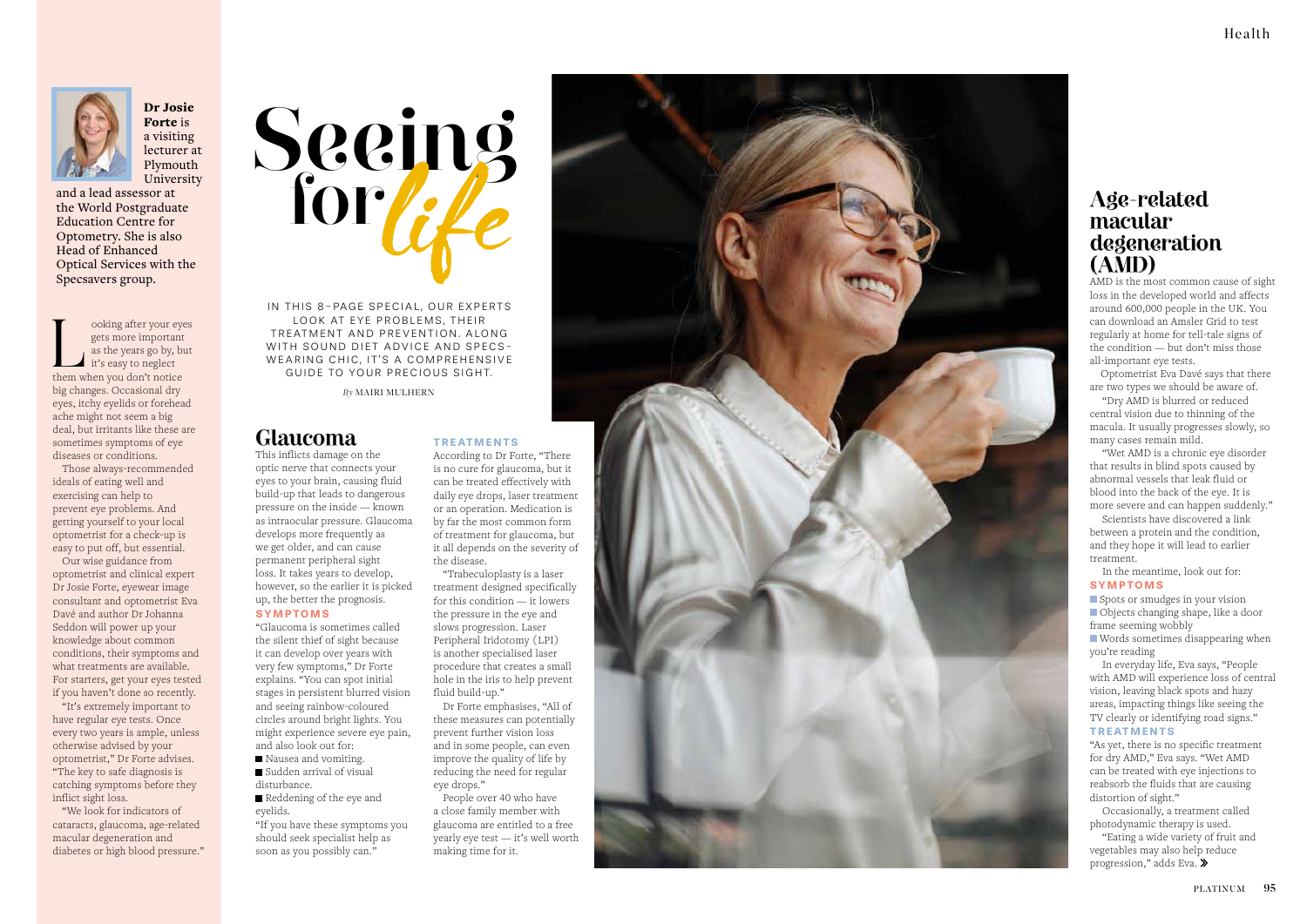# Seeing for *life*

IN THIS 8-PAGE SPECIAL, OUR EXPERTS LOOK AT EYE PROBLEMS, THEIR TREATMENT AND PREVENTION. ALONG WITH SOUND DIET ADVICE AND SPECS-WEARING CHIC, IT'S A COMPREHENSIVE GUIDE TO YOUR PRECIOUS SIGHT.

*By* MAIRI MULHERN

**Dr Josie Forte** is a visiting lecturer at Plymouth University and a lead assessor at the World Postgraduate Education Centre for Optometry. She is also Head of Enhanced Optical Services with the Specsavers group.

Looking after your eyes gets more important as the years go by, but it's easy to neglect them when you don't notice big changes. Occasional dry eyes, itchy eyelids or forehead ache might not seem a big deal, but irritants like these are sometimes symptoms of eye diseases or conditions.

Those always-recommended ideals of eating well and exercising can help to prevent eye problems. And getting yourself to your local optometrist for a check-up is easy to put off, but essential.

Our wise guidance from optometrist and clinical expert Dr Josie Forte, eyewear image consultant and optometrist Eva Davé and author Dr Johanna Seddon will power up your knowledge about common conditions, their symptoms and what treatments are available. For starters, get your eyes tested if you haven't done so recently.

"It's extremely important to have regular eye tests. Once every two years is ample, unless otherwise advised by your optometrist," Dr Forte advises. "The key to safe diagnosis is catching symptoms before they inflict sight loss.

"We look for indicators of cataracts, glaucoma, age-related macular degeneration and diabetes or high blood pressure."

## Glaucoma

This inflicts damage on the optic nerve that connects your eyes to your brain, causing fluid build-up that leads to dangerous pressure on the inside — known as intraocular pressure. Glaucoma develops more frequently as we get older, and can cause permanent peripheral sight loss. It takes years to develop, however, so the earlier it is picked up, the better the prognosis.

### SYMPTOMS

"Glaucoma is sometimes called the silent thief of sight because it can develop over years with very few symptoms," Dr Forte explains. "You can spot initial stages in persistent blurred vision and seeing rainbow-coloured circles around bright lights. You might experience severe eye pain, and also look out for:

- Nausea and vomiting.
- Sudden arrival of visual disturbance.
- Reddening of the eye and eyelids.

"If you have these symptoms you should seek specialist help as soon as you possibly can."

### TREATMENTS

According to Dr Forte, "There is no cure for glaucoma, but it can be treated effectively with daily eye drops, laser treatment or an operation. Medication is by far the most common form of treatment for glaucoma, but it all depends on the severity of the disease.

"Trabeculoplasty is a laser treatment designed specifically for this condition — it lowers the pressure in the eye and slows progression. Laser Peripheral Iridotomy (LPI) is another specialised laser procedure that creates a small hole in the iris to help prevent fluid build-up."

Dr Forte emphasises, "All of these measures can potentially prevent further vision loss and in some people, can even improve the quality of life by reducing the need for regular eye drops."

People over 40 who have a close family member with glaucoma are entitled to a free yearly eye test — it's well worth making time for it.

## Age-related macular degeneration (AMD)

AMD is the most common cause of sight loss in the developed world and affects around 600,000 people in the UK. You can download an Amsler Grid to test regularly at home for tell-tale signs of the condition — but don't miss those all-important eye tests.

Optometrist Eva Davé says that there are two types we should be aware of.

"Dry AMD is blurred or reduced central vision due to thinning of the macula. It usually progresses slowly, so many cases remain mild.

"Wet AMD is a chronic eye disorder that results in blind spots caused by abnormal vessels that leak fluid or blood into the back of the eye. It is more severe and can happen suddenly."

Scientists have discovered a link between a protein and the condition, and they hope it will lead to earlier treatment.

In the meantime, look out for:

### SYMPTOMS

- Spots or smudges in your vision
- Objects changing shape, like a door frame seeming wobbly
- Words sometimes disappearing when you're reading

In everyday life, Eva says, "People with AMD will experience loss of central vision, leaving black spots and hazy areas, impacting things like seeing the TV clearly or identifying road signs."

### TREATMENTS

"As yet, there is no specific treatment for dry AMD," Eva says. "Wet AMD can be treated with eye injections to reabsorb the fluids that are causing distortion of sight."

Occasionally, a treatment called photodynamic therapy is used.

"Eating a wide variety of fruit and vegetables may also help reduce progression," adds Eva. »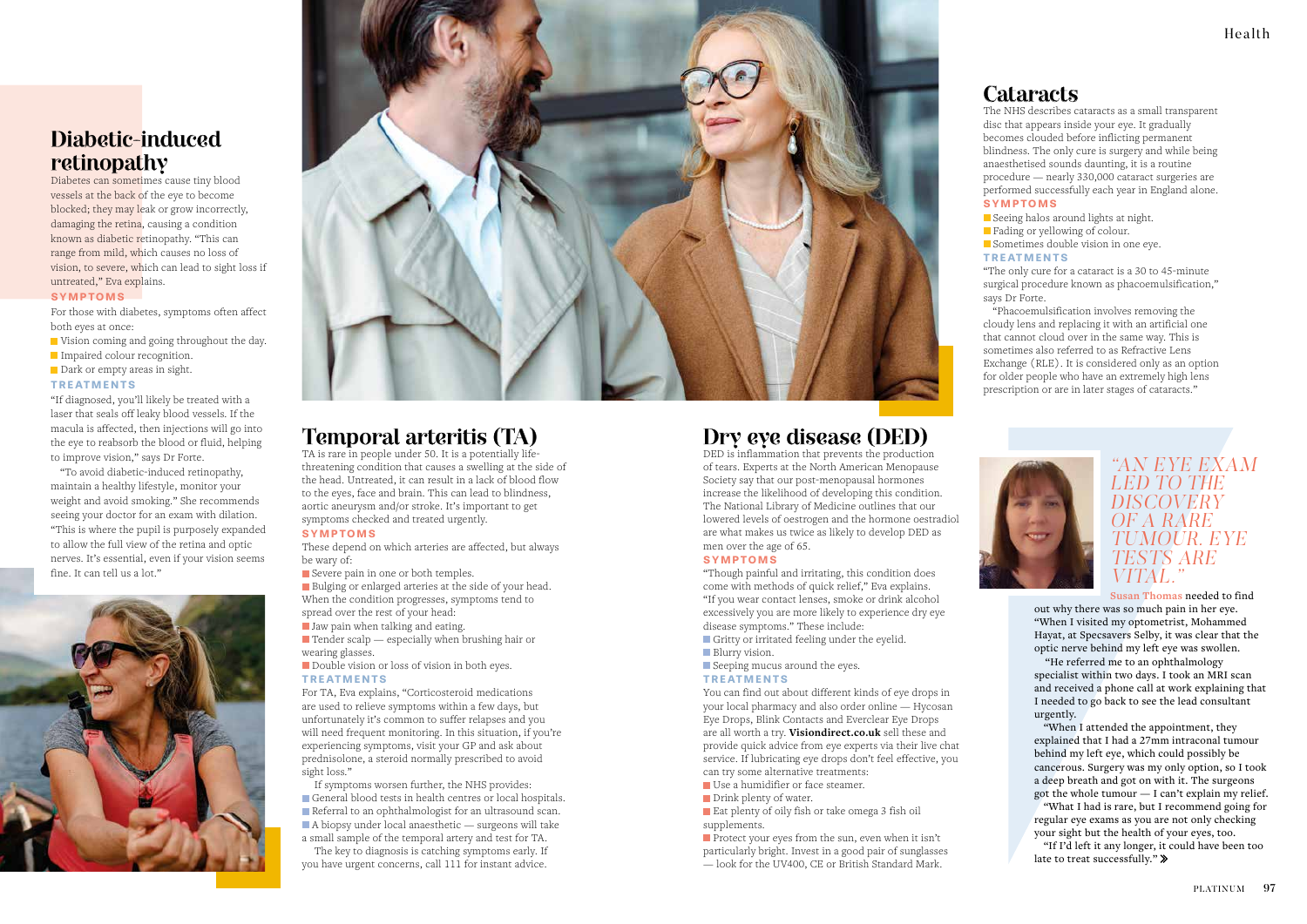## Diabetic-induced retinopathy

Diabetes can sometimes cause tiny blood vessels at the back of the eye to become blocked; they may leak or grow incorrectly, damaging the retina, causing a condition known as diabetic retinopathy. "This can range from mild, which causes no loss of vision, to severe, which can lead to sight loss if untreated," Eva explains.

**SYMPTOMS**

For those with diabetes, symptoms often affect both eyes at once:

- Vision coming and going throughout the day.
- Impaired colour recognition.
- Dark or empty areas in sight.

**TREATMENTS**

"If diagnosed, you'll likely be treated with a laser that seals off leaky blood vessels. If the macula is affected, then injections will go into the eye to reabsorb the blood or fluid, helping to improve vision," says Dr Forte.

"To avoid diabetic-induced retinopathy, maintain a healthy lifestyle, monitor your weight and avoid smoking." She recommends seeing your doctor for an exam with dilation. "This is where the pupil is purposely expanded to allow the full view of the retina and optic nerves. It's essential, even if your vision seems fine. It can tell us a lot."

## Temporal arteritis (TA)

TA is rare in people under 50. It is a potentially life-threatening condition that causes a swelling at the side of the head. Untreated, it can result in a lack of blood flow to the eyes, face and brain. This can lead to blindness, aortic aneurysm and/or stroke. It's important to get symptoms checked and treated urgently.

**SYMPTOMS**

These depend on which arteries are affected, but always be wary of:

- Severe pain in one or both temples.
- Bulging or enlarged arteries at the side of your head. When the condition progresses, symptoms tend to spread over the rest of your head:
- Jaw pain when talking and eating.
- Tender scalp — especially when brushing hair or wearing glasses.
- Double vision or loss of vision in both eyes.

**TREATMENTS**

For TA, Eva explains, "Corticosteroid medications are used to relieve symptoms within a few days, but unfortunately it's common to suffer relapses and you will need frequent monitoring. In this situation, if you're experiencing symptoms, visit your GP and ask about prednisolone, a steroid normally prescribed to avoid sight loss."

If symptoms worsen further, the NHS provides:

- General blood tests in health centres or local hospitals.
- Referral to an ophthalmologist for an ultrasound scan.
- A biopsy under local anaesthetic — surgeons will take a small sample of the temporal artery and test for TA.

The key to diagnosis is catching symptoms early. If you have urgent concerns, call 111 for instant advice.

## Dry eye disease (DED)

DED is inflammation that prevents the production of tears. Experts at the North American Menopause Society say that our post-menopausal hormones increase the likelihood of developing this condition. The National Library of Medicine outlines that our lowered levels of oestrogen and the hormone oestradiol are what makes us twice as likely to develop DED as men over the age of 65.

**SYMPTOMS**

"Though painful and irritating, this condition does come with methods of quick relief," Eva explains. "If you wear contact lenses, smoke or drink alcohol excessively you are more likely to experience dry eye disease symptoms." These include:

- Gritty or irritated feeling under the eyelid.
- Blurry vision.
- Seeping mucus around the eyes.

**TREATMENTS**

You can find out about different kinds of eye drops in your local pharmacy and also order online — Hycosan Eye Drops, Blink Contacts and Everclear Eye Drops are all worth a try. **Visiondirect.co.uk** sell these and provide quick advice from eye experts via their live chat service. If lubricating eye drops don't feel effective, you can try some alternative treatments:

- Use a humidifier or face steamer.
- Drink plenty of water.
- Eat plenty of oily fish or take omega 3 fish oil supplements.
- Protect your eyes from the sun, even when it isn't particularly bright. Invest in a good pair of sunglasses — look for the UV400, CE or British Standard Mark.

## Cataracts

The NHS describes cataracts as a small transparent disc that appears inside your eye. It gradually becomes clouded before inflicting permanent blindness. The only cure is surgery and while being anaesthetised sounds daunting, it is a routine procedure — nearly 330,000 cataract surgeries are performed successfully each year in England alone.

**SYMPTOMS**

- Seeing halos around lights at night.
- Fading or yellowing of colour.
- Sometimes double vision in one eye.

**TREATMENTS**

"The only cure for a cataract is a 30 to 45-minute surgical procedure known as phacoemulsification," says Dr Forte.

"Phacoemulsification involves removing the cloudy lens and replacing it with an artificial one that cannot cloud over in the same way. This is sometimes also referred to as Refractive Lens Exchange (RLE). It is considered only as an option for older people who have an extremely high lens prescription or are in later stages of cataracts."

*"AN EYE EXAM LED TO THE DISCOVERY OF A RARE TUMOUR. EYE TESTS ARE VITAL."*

**Susan Thomas** needed to find out why there was so much pain in her eye. "When I visited my optometrist, Mohammed Hayat, at Specsavers Selby, it was clear that the optic nerve behind my left eye was swollen.

"He referred me to an ophthalmology specialist within two days. I took an MRI scan and received a phone call at work explaining that I needed to go back to see the lead consultant urgently.

"When I attended the appointment, they explained that I had a 27mm intraconal tumour behind my left eye, which could possibly be cancerous. Surgery was my only option, so I took a deep breath and got on with it. The surgeons got the whole tumour — I can't explain my relief.

"What I had is rare, but I recommend going for regular eye exams as you are not only checking your sight but the health of your eyes, too.

"If I'd left it any longer, it could have been too late to treat successfully." »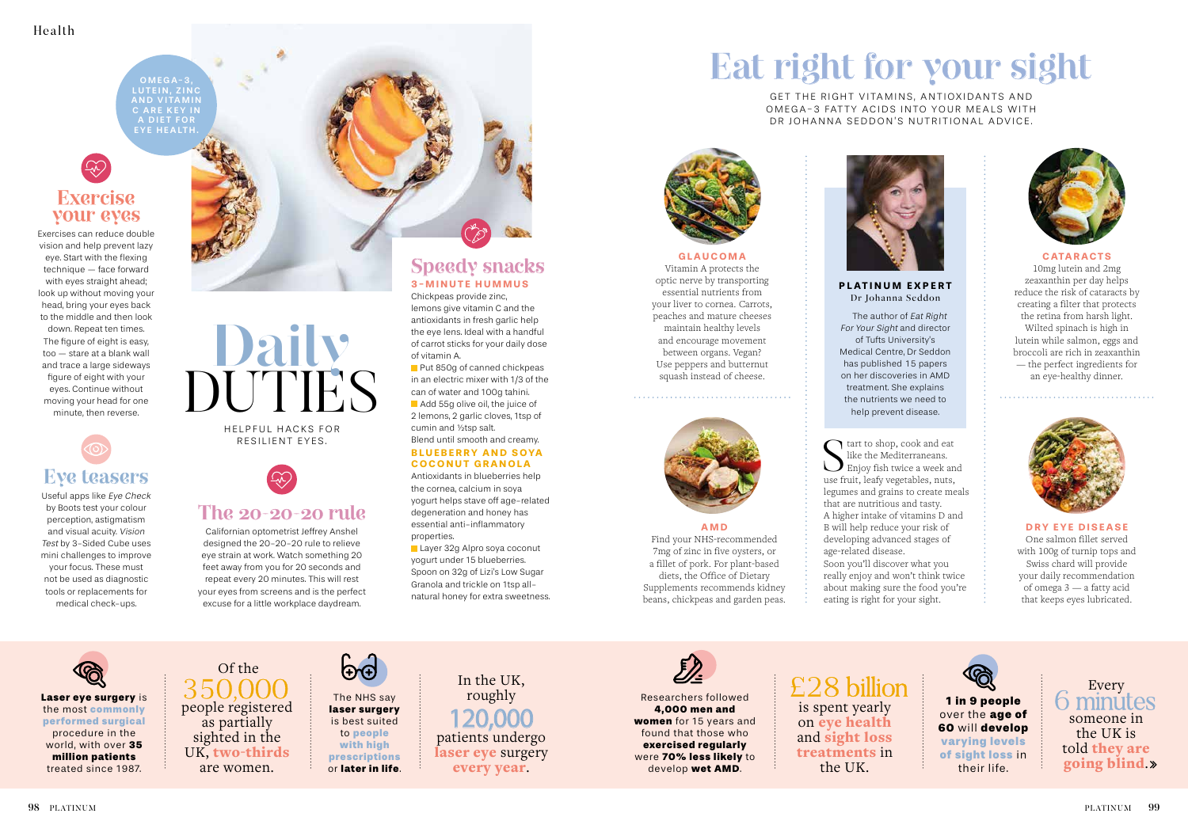# Daily DUTIES

HELPFUL HACKS FOR RESILIENT EYES.

OMEGA-3, LUTEIN, ZINC AND VITAMIN C ARE KEY IN A DIET FOR EYE HEALTH.

## Exercise your eyes

Exercises can reduce double vision and help prevent lazy eye. Start with the flexing technique — face forward with eyes straight ahead; look up without moving your head, bring your eyes back to the middle and then look down. Repeat ten times. The figure of eight is easy, too — stare at a blank wall and trace a large sideways figure of eight with your eyes. Continue without moving your head for one minute, then reverse.

## Eye teasers

Useful apps like *Eye Check* by Boots test your colour perception, astigmatism and visual acuity. *Vision Test* by 3-Sided Cube uses mini challenges to improve your focus. These must not be used as diagnostic tools or replacements for medical check-ups.

## The 20-20-20 rule

Californian optometrist Jeffrey Anshel designed the 20-20-20 rule to relieve eye strain at work. Watch something 20 feet away from you for 20 seconds and repeat every 20 minutes. This will rest your eyes from screens and is the perfect excuse for a little workplace daydream.

## Speedy snacks

### 3-MINUTE HUMMUS

Chickpeas provide zinc, lemons give vitamin C and the antioxidants in fresh garlic help the eye lens. Ideal with a handful of carrot sticks for your daily dose of vitamin A.

- Put 850g of canned chickpeas in an electric mixer with 1/3 of the can of water and 100g tahini.
- Add 55g olive oil, the juice of 2 lemons, 2 garlic cloves, 1tsp of cumin and ½tsp salt.

Blend until smooth and creamy.

### BLUEBERRY AND SOYA COCONUT GRANOLA

Antioxidants in blueberries help the cornea, calcium in soya yogurt helps stave off age-related degeneration and honey has essential anti-inflammatory properties.

- Layer 32g Alpro soya coconut yogurt under 15 blueberries.

Spoon on 32g of Lizi's Low Sugar Granola and trickle on 1tsp all-natural honey for extra sweetness.

# Eat right for your sight

GET THE RIGHT VITAMINS, ANTIOXIDANTS AND OMEGA-3 FATTY ACIDS INTO YOUR MEALS WITH DR JOHANNA SEDDON'S NUTRITIONAL ADVICE.

### GLAUCOMA

Vitamin A protects the optic nerve by transporting essential nutrients from your liver to cornea. Carrots, peaches and mature cheeses maintain healthy levels and encourage movement between organs. Vegan? Use peppers and butternut squash instead of cheese.

### AMD

Find your NHS-recommended 7mg of zinc in five oysters, or a fillet of pork. For plant-based diets, the Office of Dietary Supplements recommends kidney beans, chickpeas and garden peas.

### PLATINUM EXPERT

Dr Johanna Seddon

The author of *Eat Right For Your Sight* and director of Tufts University's Medical Centre, Dr Seddon has published 15 papers on her discoveries in AMD treatment. She explains the nutrients we need to help prevent disease.

Start to shop, cook and eat like the Mediterraneans. Enjoy fish twice a week and use fruit, leafy vegetables, nuts, legumes and grains to create meals that are nutritious and tasty. A higher intake of vitamins D and B will help reduce your risk of developing advanced stages of age-related disease. Soon you'll discover what you really enjoy and won't think twice about making sure the food you're eating is right for your sight.

### CATARACTS

10mg lutein and 2mg zeaxanthin per day helps reduce the risk of cataracts by creating a filter that protects the retina from harsh light. Wilted spinach is high in lutein while salmon, eggs and broccoli are rich in zeaxanthin — the perfect ingredients for an eye-healthy dinner.

### DRY EYE DISEASE

One salmon fillet served with 100g of turnip tops and Swiss chard will provide your daily recommendation of omega 3 — a fatty acid that keeps eyes lubricated.

---

**Laser eye surgery** is the most **commonly performed surgical** procedure in the world, with over **35 million patients** treated since 1987.

Of the 350,000 people registered as partially sighted in the UK, **two-thirds** are women.

The NHS say **laser surgery** is best suited to **people with high prescriptions** or **later in life**.

In the UK, roughly 120,000 patients undergo **laser eye** surgery **every year**.

Researchers followed **4,000 men and women** for 15 years and found that those who **exercised regularly** were **70% less likely** to develop **wet AMD**.

£28 billion is spent yearly on **eye health** and **sight loss treatments** in the UK.

**1 in 9 people** over the **age of 60** will **develop varying levels of sight loss** in their life.

Every 6 minutes someone in the UK is told **they are going blind.** »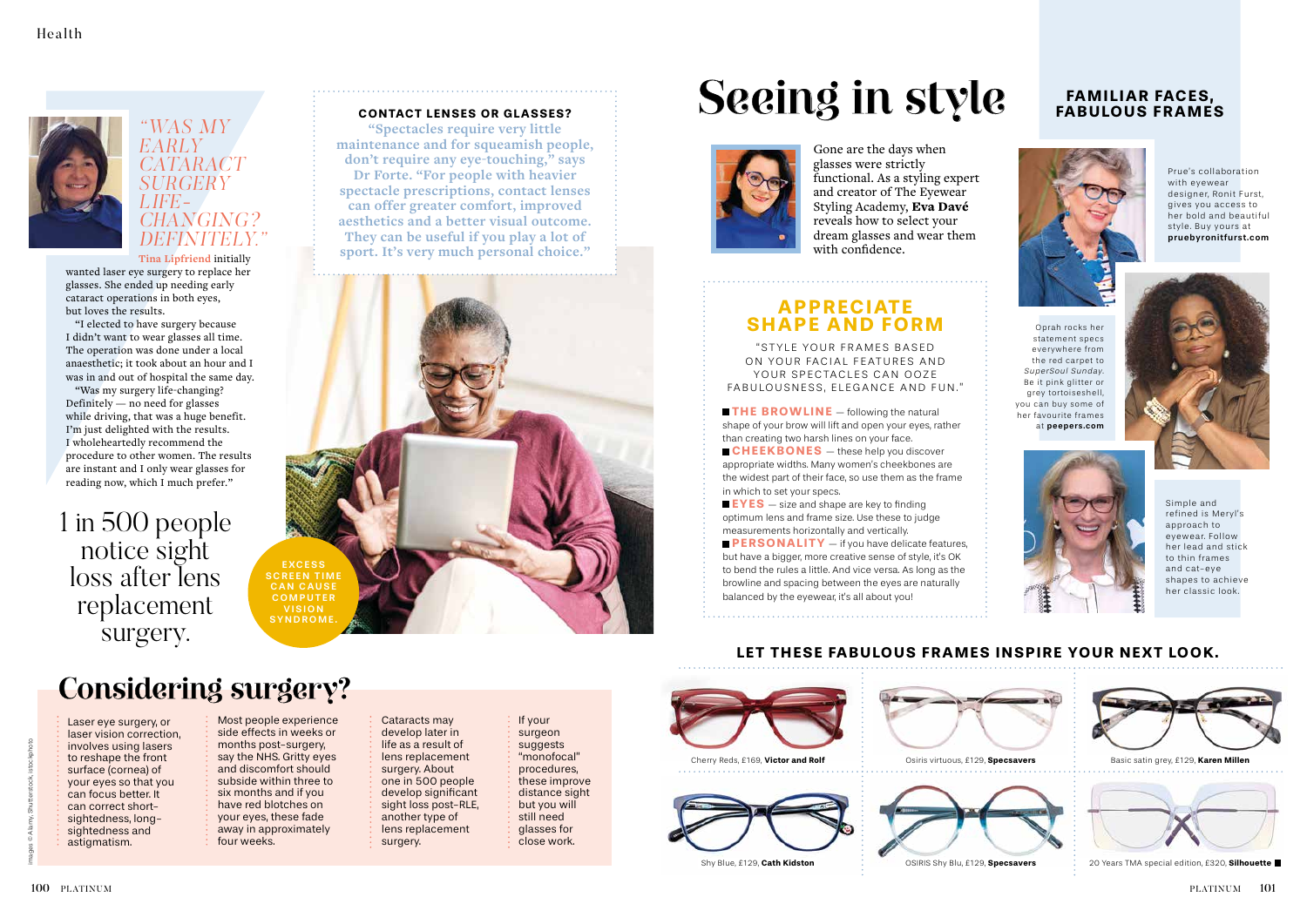Health

*"WAS MY EARLY CATARACT SURGERY LIFE-CHANGING? DEFINITELY."*

**Tina Lipfriend** initially wanted laser eye surgery to replace her glasses. She ended up needing early cataract operations in both eyes, but loves the results.

"I elected to have surgery because I didn't want to wear glasses all time. The operation was done under a local anaesthetic; it took about an hour and I was in and out of hospital the same day.

"Was my surgery life-changing? Definitely — no need for glasses while driving, that was a huge benefit. I'm just delighted with the results. I wholeheartedly recommend the procedure to other women. The results are instant and I only wear glasses for reading now, which I much prefer."

1 in 500 people notice sight loss after lens replacement surgery.

**CONTACT LENSES OR GLASSES?**

"Spectacles require very little maintenance and for squeamish people, don't require any eye-touching," says Dr Forte. "For people with heavier spectacle prescriptions, contact lenses can offer greater comfort, improved aesthetics and a better visual outcome. They can be useful if you play a lot of sport. It's very much personal choice."

EXCESS SCREEN TIME CAN CAUSE COMPUTER VISION SYNDROME.

## Considering surgery?

Laser eye surgery, or laser vision correction, involves using lasers to reshape the front surface (cornea) of your eyes so that you can focus better. It can correct short-sightedness, long-sightedness and astigmatism.

Most people experience side effects in weeks or months post-surgery, say the NHS. Gritty eyes and discomfort should subside within three to six months and if you have red blotches on your eyes, these fade away in approximately four weeks.

Cataracts may develop later in life as a result of lens replacement surgery. About one in 500 people develop significant sight loss post-RLE, another type of lens replacement surgery.

If your surgeon suggests "monofocal" procedures, these improve distance sight but you will still need glasses for close work.

Images © Alamy, Shutterstock, istockphoto

# Seeing in style

Gone are the days when glasses were strictly functional. As a styling expert and creator of The Eyewear Styling Academy, **Eva Davé** reveals how to select your dream glasses and wear them with confidence.

## APPRECIATE SHAPE AND FORM

"STYLE YOUR FRAMES BASED ON YOUR FACIAL FEATURES AND YOUR SPECTACLES CAN OOZE FABULOUSNESS, ELEGANCE AND FUN."

- **THE BROWLINE** — following the natural shape of your brow will lift and open your eyes, rather than creating two harsh lines on your face.
- **CHEEKBONES** — these help you discover appropriate widths. Many women's cheekbones are the widest part of their face, so use them as the frame in which to set your specs.
- **EYES** — size and shape are key to finding optimum lens and frame size. Use these to judge measurements horizontally and vertically.
- **PERSONALITY** — if you have delicate features, but have a bigger, more creative sense of style, it's OK to bend the rules a little. And vice versa. As long as the browline and spacing between the eyes are naturally balanced by the eyewear, it's all about you!

## FAMILIAR FACES, FABULOUS FRAMES

Prue's collaboration with eyewear designer, Ronit Furst, gives you access to her bold and beautiful style. Buy yours at **pruebyronitfurst.com**

Oprah rocks her statement specs everywhere from the red carpet to *SuperSoul Sunday*. Be it pink glitter or grey tortoiseshell, you can buy some of her favourite frames at **peepers.com**

Simple and refined is Meryl's approach to eyewear. Follow her lead and stick to thin frames and cat-eye shapes to achieve her classic look.

**LET THESE FABULOUS FRAMES INSPIRE YOUR NEXT LOOK.**

Cherry Reds, £169, **Victor and Rolf**

Osiris virtuous, £129, **Specsavers**

Basic satin grey, £129, **Karen Millen**

Shy Blue, £129, **Cath Kidston**

OSIRIS Shy Blu, £129, **Specsavers**

20 Years TMA special edition, £320, **Silhouette**